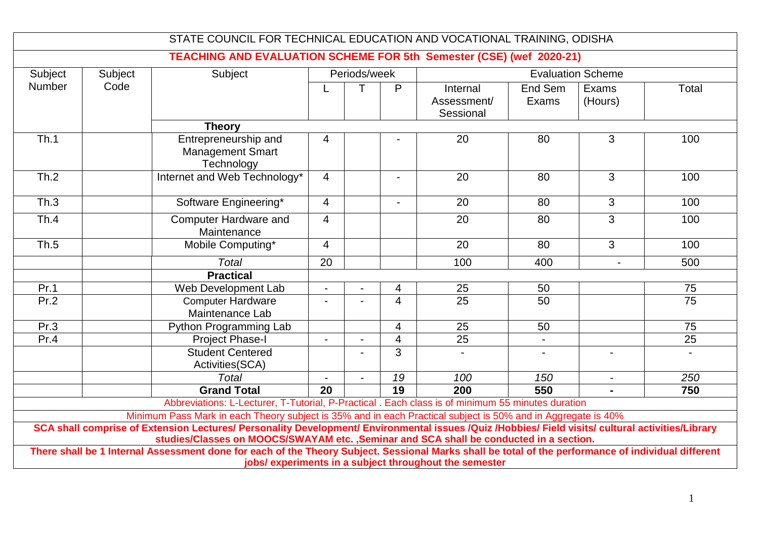# STATE COUNCIL FOR TECHNICAL EDUCATION AND VOCATIONAL TRAINING, ODISHA

## TEACHING AND EVALUATION SCHEME FOR 5th Semester (CSE) (wef 2020-21)

| Subject Number | Subject Code | Subject | Periods/week | | | Evaluation Scheme | | | |
|---|---|---|---|---|---|---|---|---|---|
| | | | L | T | P | Internal Assessment/ Sessional | End Sem Exams | Exams (Hours) | Total |
| | | **Theory** | | | | | | | |
| Th.1 | | Entrepreneurship and Management Smart Technology | 4 | | - | 20 | 80 | 3 | 100 |
| Th.2 | | Internet and Web Technology* | 4 | | - | 20 | 80 | 3 | 100 |
| Th.3 | | Software Engineering* | 4 | | - | 20 | 80 | 3 | 100 |
| Th.4 | | Computer Hardware and Maintenance | 4 | | | 20 | 80 | 3 | 100 |
| Th.5 | | Mobile Computing* | 4 | | | 20 | 80 | 3 | 100 |
| | | *Total* | 20 | | | 100 | 400 | - | 500 |
| | | **Practical** | | | | | | | |
| Pr.1 | | Web Development Lab | - | - | 4 | 25 | 50 | | 75 |
| Pr.2 | | Computer Hardware Maintenance Lab | - | - | 4 | 25 | 50 | | 75 |
| Pr.3 | | Python Programming Lab | | | 4 | 25 | 50 | | 75 |
| Pr.4 | | Project Phase-I | - | - | 4 | 25 | - | | 25 |
| | | Student Centered Activities(SCA) | | - | 3 | - | - | - | - |
| | | *Total* | - | - | *19* | *100* | *150* | - | *250* |
| | | **Grand Total** | **20** | | **19** | **200** | **550** | **-** | **750** |

Abbreviations: L-Lecturer, T-Tutorial, P-Practical . Each class is of minimum 55 minutes duration

Minimum Pass Mark in each Theory subject is 35% and in each Practical subject is 50% and in Aggregate is 40%

**SCA shall comprise of Extension Lectures/ Personality Development/ Environmental issues /Quiz /Hobbies/ Field visits/ cultural activities/Library studies/Classes on MOOCS/SWAYAM etc. ,Seminar and SCA shall be conducted in a section.**

**There shall be 1 Internal Assessment done for each of the Theory Subject. Sessional Marks shall be total of the performance of individual different jobs/ experiments in a subject throughout the semester**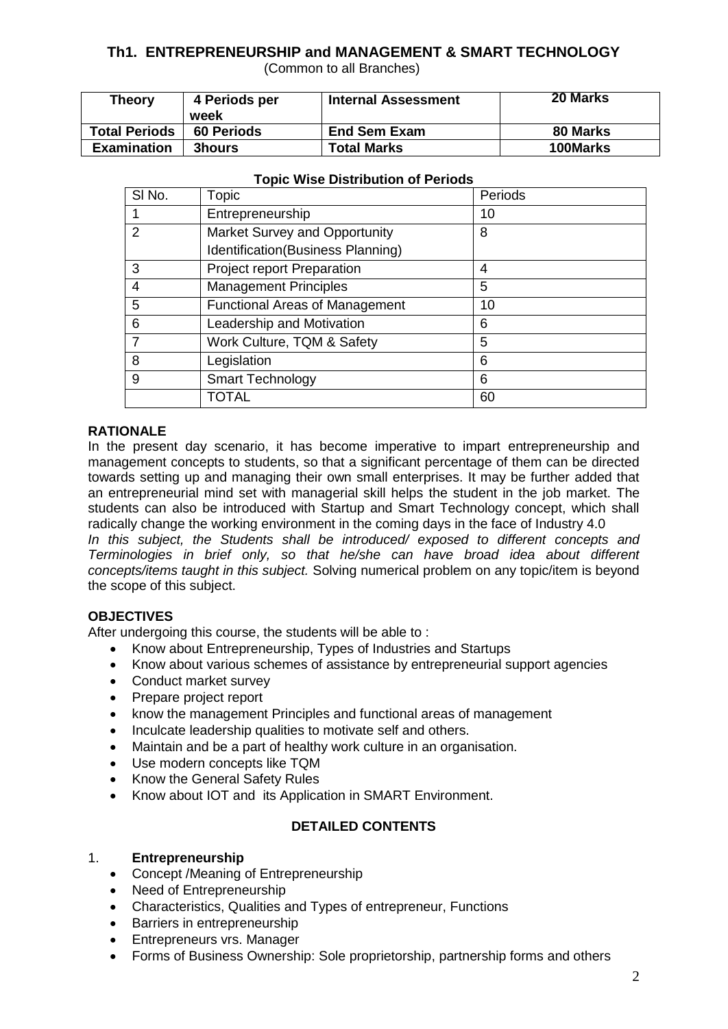## Th1. ENTREPRENEURSHIP and MANAGEMENT & SMART TECHNOLOGY

(Common to all Branches)

| Theory | 4 Periods per week | Internal Assessment | 20 Marks |
|---|---|---|---|
| Total Periods | 60 Periods | End Sem Exam | 80 Marks |
| Examination | 3hours | Total Marks | 100Marks |

**Topic Wise Distribution of Periods**

| Sl No. | Topic | Periods |
|---|---|---|
| 1 | Entrepreneurship | 10 |
| 2 | Market Survey and Opportunity Identification(Business Planning) | 8 |
| 3 | Project report Preparation | 4 |
| 4 | Management Principles | 5 |
| 5 | Functional Areas of Management | 10 |
| 6 | Leadership and Motivation | 6 |
| 7 | Work Culture, TQM & Safety | 5 |
| 8 | Legislation | 6 |
| 9 | Smart Technology | 6 |
| | TOTAL | 60 |

### RATIONALE

In the present day scenario, it has become imperative to impart entrepreneurship and management concepts to students, so that a significant percentage of them can be directed towards setting up and managing their own small enterprises. It may be further added that an entrepreneurial mind set with managerial skill helps the student in the job market. The students can also be introduced with Startup and Smart Technology concept, which shall radically change the working environment in the coming days in the face of Industry 4.0

*In this subject, the Students shall be introduced/ exposed to different concepts and Terminologies in brief only, so that he/she can have broad idea about different concepts/items taught in this subject.* Solving numerical problem on any topic/item is beyond the scope of this subject.

### OBJECTIVES

After undergoing this course, the students will be able to :

- Know about Entrepreneurship, Types of Industries and Startups
- Know about various schemes of assistance by entrepreneurial support agencies
- Conduct market survey
- Prepare project report
- know the management Principles and functional areas of management
- Inculcate leadership qualities to motivate self and others.
- Maintain and be a part of healthy work culture in an organisation.
- Use modern concepts like TQM
- Know the General Safety Rules
- Know about IOT and its Application in SMART Environment.

### DETAILED CONTENTS

1. **Entrepreneurship**
   - Concept /Meaning of Entrepreneurship
   - Need of Entrepreneurship
   - Characteristics, Qualities and Types of entrepreneur, Functions
   - Barriers in entrepreneurship
   - Entrepreneurs vrs. Manager
   - Forms of Business Ownership: Sole proprietorship, partnership forms and others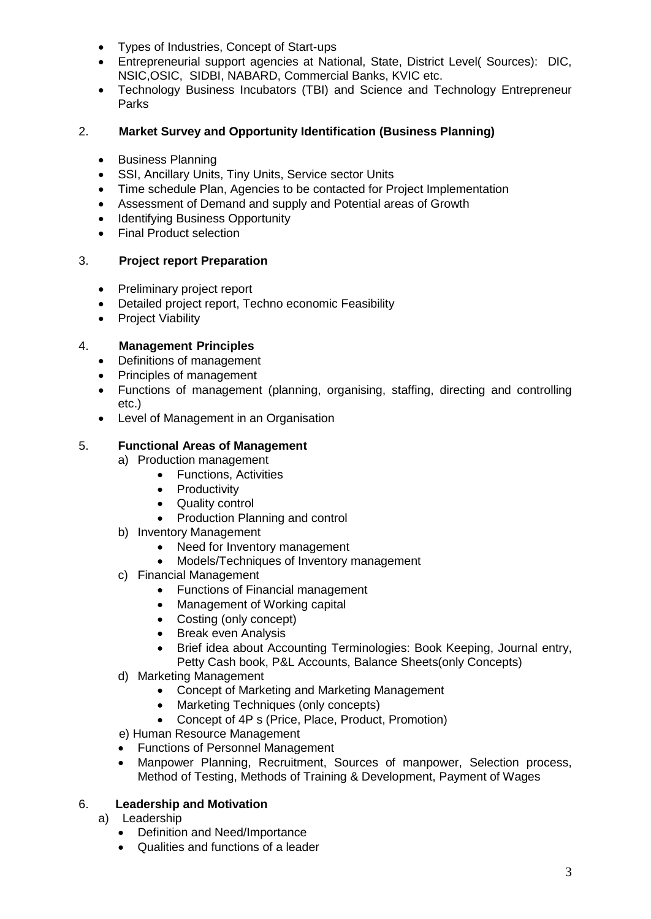- Types of Industries, Concept of Start-ups
- Entrepreneurial support agencies at National, State, District Level( Sources): DIC, NSIC,OSIC, SIDBI, NABARD, Commercial Banks, KVIC etc.
- Technology Business Incubators (TBI) and Science and Technology Entrepreneur Parks

## 2. Market Survey and Opportunity Identification (Business Planning)

- Business Planning
- SSI, Ancillary Units, Tiny Units, Service sector Units
- Time schedule Plan, Agencies to be contacted for Project Implementation
- Assessment of Demand and supply and Potential areas of Growth
- Identifying Business Opportunity
- Final Product selection

## 3. Project report Preparation

- Preliminary project report
- Detailed project report, Techno economic Feasibility
- Project Viability

## 4. Management Principles

- Definitions of management
- Principles of management
- Functions of management (planning, organising, staffing, directing and controlling etc.)
- Level of Management in an Organisation

## 5. Functional Areas of Management

a) Production management
   - Functions, Activities
   - Productivity
   - Quality control
   - Production Planning and control

b) Inventory Management
   - Need for Inventory management
   - Models/Techniques of Inventory management

c) Financial Management
   - Functions of Financial management
   - Management of Working capital
   - Costing (only concept)
   - Break even Analysis
   - Brief idea about Accounting Terminologies: Book Keeping, Journal entry, Petty Cash book, P&L Accounts, Balance Sheets(only Concepts)

d) Marketing Management
   - Concept of Marketing and Marketing Management
   - Marketing Techniques (only concepts)
   - Concept of 4P s (Price, Place, Product, Promotion)

e) Human Resource Management
- Functions of Personnel Management
- Manpower Planning, Recruitment, Sources of manpower, Selection process, Method of Testing, Methods of Training & Development, Payment of Wages

## 6. Leadership and Motivation

a) Leadership
- Definition and Need/Importance
- Qualities and functions of a leader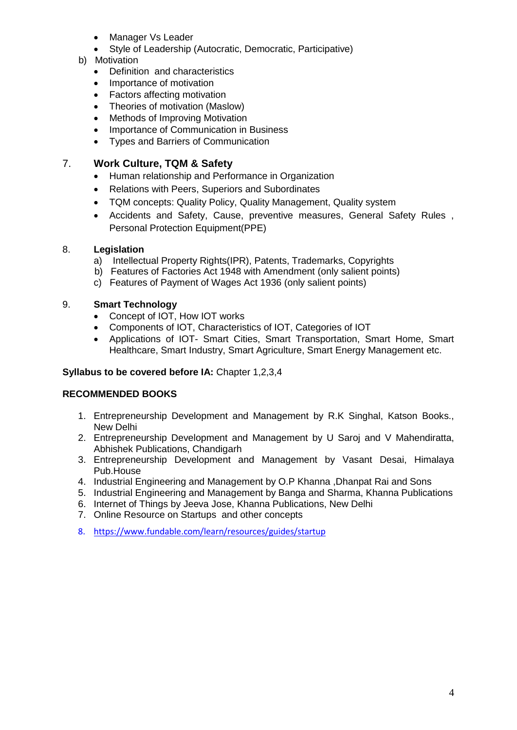- Manager Vs Leader
- Style of Leadership (Autocratic, Democratic, Participative)

b) Motivation

- Definition and characteristics
- Importance of motivation
- Factors affecting motivation
- Theories of motivation (Maslow)
- Methods of Improving Motivation
- Importance of Communication in Business
- Types and Barriers of Communication

## 7. Work Culture, TQM & Safety

- Human relationship and Performance in Organization
- Relations with Peers, Superiors and Subordinates
- TQM concepts: Quality Policy, Quality Management, Quality system
- Accidents and Safety, Cause, preventive measures, General Safety Rules , Personal Protection Equipment(PPE)

## 8. Legislation

a) Intellectual Property Rights(IPR), Patents, Trademarks, Copyrights

b) Features of Factories Act 1948 with Amendment (only salient points)

c) Features of Payment of Wages Act 1936 (only salient points)

## 9. Smart Technology

- Concept of IOT, How IOT works
- Components of IOT, Characteristics of IOT, Categories of IOT
- Applications of IOT- Smart Cities, Smart Transportation, Smart Home, Smart Healthcare, Smart Industry, Smart Agriculture, Smart Energy Management etc.

**Syllabus to be covered before IA:** Chapter 1,2,3,4

**RECOMMENDED BOOKS**

1. Entrepreneurship Development and Management by R.K Singhal, Katson Books., New Delhi
2. Entrepreneurship Development and Management by U Saroj and V Mahendiratta, Abhishek Publications, Chandigarh
3. Entrepreneurship Development and Management by Vasant Desai, Himalaya Pub.House
4. Industrial Engineering and Management by O.P Khanna ,Dhanpat Rai and Sons
5. Industrial Engineering and Management by Banga and Sharma, Khanna Publications
6. Internet of Things by Jeeva Jose, Khanna Publications, New Delhi
7. Online Resource on Startups and other concepts
8. https://www.fundable.com/learn/resources/guides/startup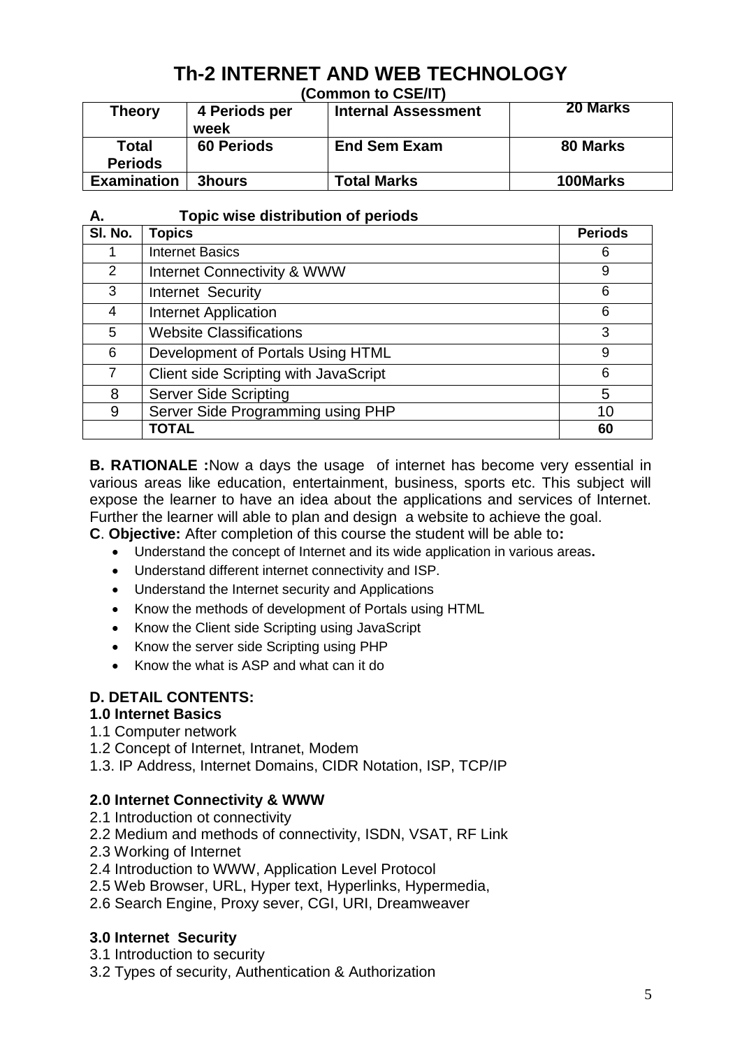# Th-2 INTERNET AND WEB TECHNOLOGY

**(Common to CSE/IT)**

| **Theory** | **4 Periods per week** | **Internal Assessment** | **20 Marks** |
|---|---|---|---|
| **Total Periods** | **60 Periods** | **End Sem Exam** | **80 Marks** |
| **Examination** | **3hours** | **Total Marks** | **100Marks** |

**A. Topic wise distribution of periods**

| **Sl. No.** | **Topics** | **Periods** |
|---|---|---|
| 1 | Internet Basics | 6 |
| 2 | Internet Connectivity & WWW | 9 |
| 3 | Internet Security | 6 |
| 4 | Internet Application | 6 |
| 5 | Website Classifications | 3 |
| 6 | Development of Portals Using HTML | 9 |
| 7 | Client side Scripting with JavaScript | 6 |
| 8 | Server Side Scripting | 5 |
| 9 | Server Side Programming using PHP | 10 |
| | **TOTAL** | **60** |

**B. RATIONALE :**Now a days the usage of internet has become very essential in various areas like education, entertainment, business, sports etc. This subject will expose the learner to have an idea about the applications and services of Internet. Further the learner will able to plan and design a website to achieve the goal.

**C**. **Objective:** After completion of this course the student will be able to**:**

- Understand the concept of Internet and its wide application in various areas**.**
- Understand different internet connectivity and ISP.
- Understand the Internet security and Applications
- Know the methods of development of Portals using HTML
- Know the Client side Scripting using JavaScript
- Know the server side Scripting using PHP
- Know the what is ASP and what can it do

**D. DETAIL CONTENTS:**

**1.0 Internet Basics**

1.1 Computer network

1.2 Concept of Internet, Intranet, Modem

1.3. IP Address, Internet Domains, CIDR Notation, ISP, TCP/IP

**2.0 Internet Connectivity & WWW**

2.1 Introduction ot connectivity

2.2 Medium and methods of connectivity, ISDN, VSAT, RF Link

2.3 Working of Internet

2.4 Introduction to WWW, Application Level Protocol

2.5 Web Browser, URL, Hyper text, Hyperlinks, Hypermedia,

2.6 Search Engine, Proxy sever, CGI, URI, Dreamweaver

**3.0 Internet Security**

3.1 Introduction to security

3.2 Types of security, Authentication & Authorization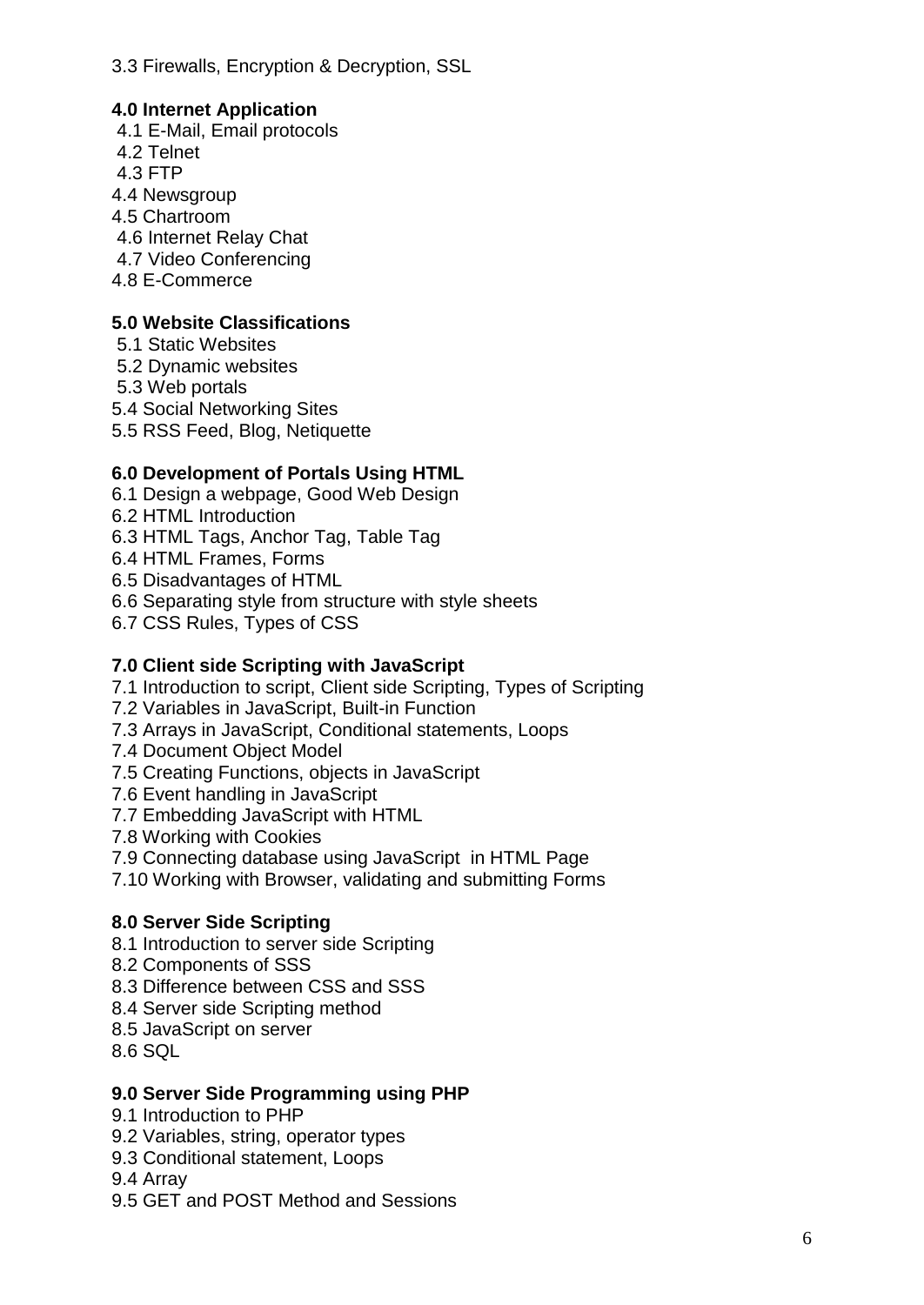3.3 Firewalls, Encryption & Decryption, SSL

**4.0 Internet Application**

4.1 E-Mail, Email protocols
4.2 Telnet
4.3 FTP
4.4 Newsgroup
4.5 Chartroom
4.6 Internet Relay Chat
4.7 Video Conferencing
4.8 E-Commerce

**5.0 Website Classifications**

5.1 Static Websites
5.2 Dynamic websites
5.3 Web portals
5.4 Social Networking Sites
5.5 RSS Feed, Blog, Netiquette

**6.0 Development of Portals Using HTML**

6.1 Design a webpage, Good Web Design
6.2 HTML Introduction
6.3 HTML Tags, Anchor Tag, Table Tag
6.4 HTML Frames, Forms
6.5 Disadvantages of HTML
6.6 Separating style from structure with style sheets
6.7 CSS Rules, Types of CSS

**7.0 Client side Scripting with JavaScript**

7.1 Introduction to script, Client side Scripting, Types of Scripting
7.2 Variables in JavaScript, Built-in Function
7.3 Arrays in JavaScript, Conditional statements, Loops
7.4 Document Object Model
7.5 Creating Functions, objects in JavaScript
7.6 Event handling in JavaScript
7.7 Embedding JavaScript with HTML
7.8 Working with Cookies
7.9 Connecting database using JavaScript in HTML Page
7.10 Working with Browser, validating and submitting Forms

**8.0 Server Side Scripting**

8.1 Introduction to server side Scripting
8.2 Components of SSS
8.3 Difference between CSS and SSS
8.4 Server side Scripting method
8.5 JavaScript on server
8.6 SQL

**9.0 Server Side Programming using PHP**

9.1 Introduction to PHP
9.2 Variables, string, operator types
9.3 Conditional statement, Loops
9.4 Array
9.5 GET and POST Method and Sessions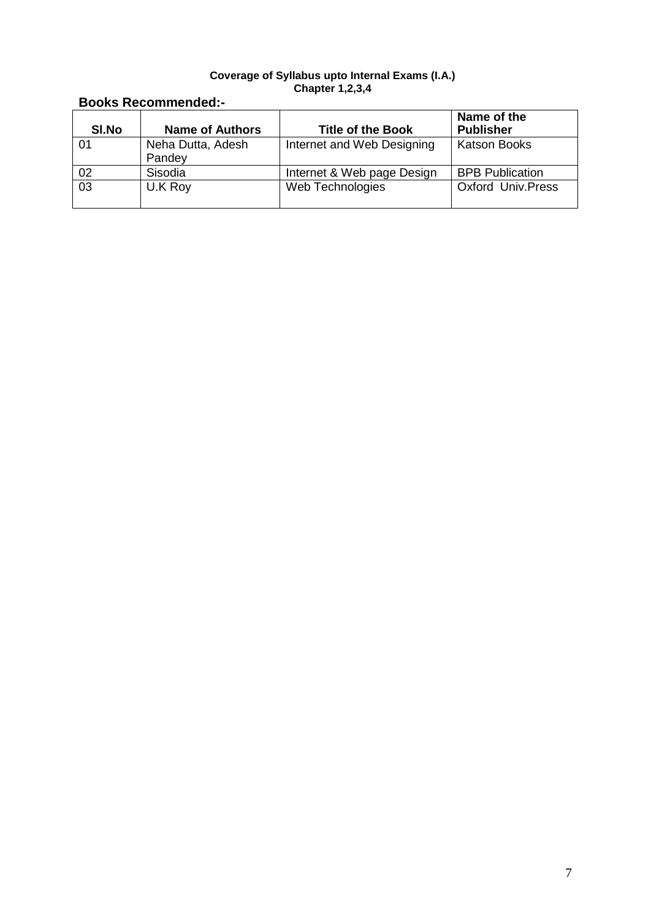**Coverage of Syllabus upto Internal Exams (I.A.)**
**Chapter 1,2,3,4**

## Books Recommended:-

| Sl.No | Name of Authors | Title of the Book | Name of the Publisher |
|---|---|---|---|
| 01 | Neha Dutta, Adesh Pandey | Internet and Web Designing | Katson Books |
| 02 | Sisodia | Internet & Web page Design | BPB Publication |
| 03 | U.K Roy | Web Technologies | Oxford Univ.Press |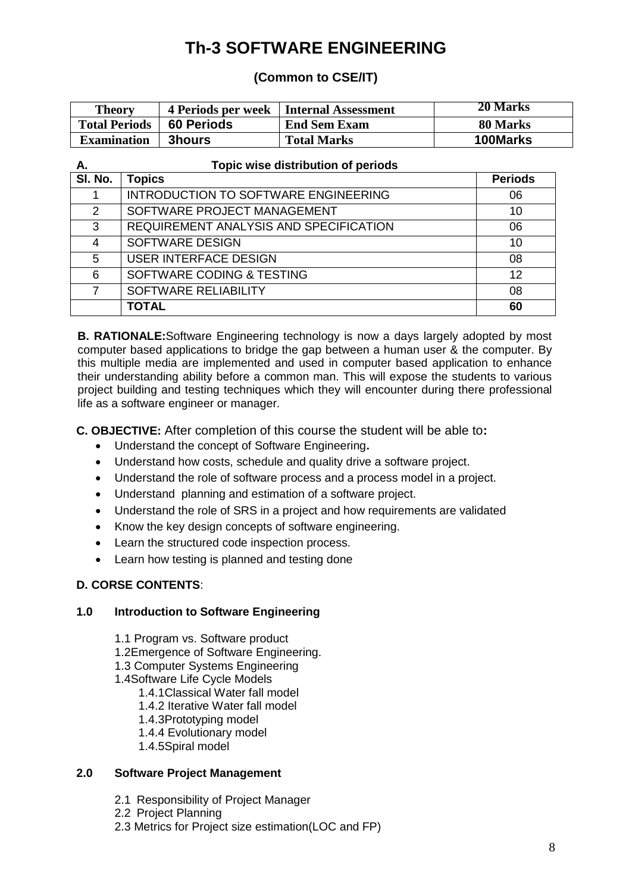# Th-3 SOFTWARE ENGINEERING

### (Common to CSE/IT)

| Theory | 4 Periods per week | Internal Assessment | 20 Marks |
|---|---|---|---|
| Total Periods | 60 Periods | End Sem Exam | 80 Marks |
| Examination | 3hours | Total Marks | 100Marks |

**A. Topic wise distribution of periods**

| Sl. No. | Topics | Periods |
|---|---|---|
| 1 | INTRODUCTION TO SOFTWARE ENGINEERING | 06 |
| 2 | SOFTWARE PROJECT MANAGEMENT | 10 |
| 3 | REQUIREMENT ANALYSIS AND SPECIFICATION | 06 |
| 4 | SOFTWARE DESIGN | 10 |
| 5 | USER INTERFACE DESIGN | 08 |
| 6 | SOFTWARE CODING & TESTING | 12 |
| 7 | SOFTWARE RELIABILITY | 08 |
| | **TOTAL** | **60** |

**B. RATIONALE:**Software Engineering technology is now a days largely adopted by most computer based applications to bridge the gap between a human user & the computer. By this multiple media are implemented and used in computer based application to enhance their understanding ability before a common man. This will expose the students to various project building and testing techniques which they will encounter during there professional life as a software engineer or manager.

**C. OBJECTIVE:** After completion of this course the student will be able to**:**

- Understand the concept of Software Engineering**.**
- Understand how costs, schedule and quality drive a software project.
- Understand the role of software process and a process model in a project.
- Understand planning and estimation of a software project.
- Understand the role of SRS in a project and how requirements are validated
- Know the key design concepts of software engineering.
- Learn the structured code inspection process.
- Learn how testing is planned and testing done

**D. CORSE CONTENTS**:

**1.0 Introduction to Software Engineering**

1.1 Program vs. Software product
1.2Emergence of Software Engineering.
1.3 Computer Systems Engineering
1.4Software Life Cycle Models
  1.4.1Classical Water fall model
  1.4.2 Iterative Water fall model
  1.4.3Prototyping model
  1.4.4 Evolutionary model
  1.4.5Spiral model

**2.0 Software Project Management**

2.1 Responsibility of Project Manager
2.2 Project Planning
2.3 Metrics for Project size estimation(LOC and FP)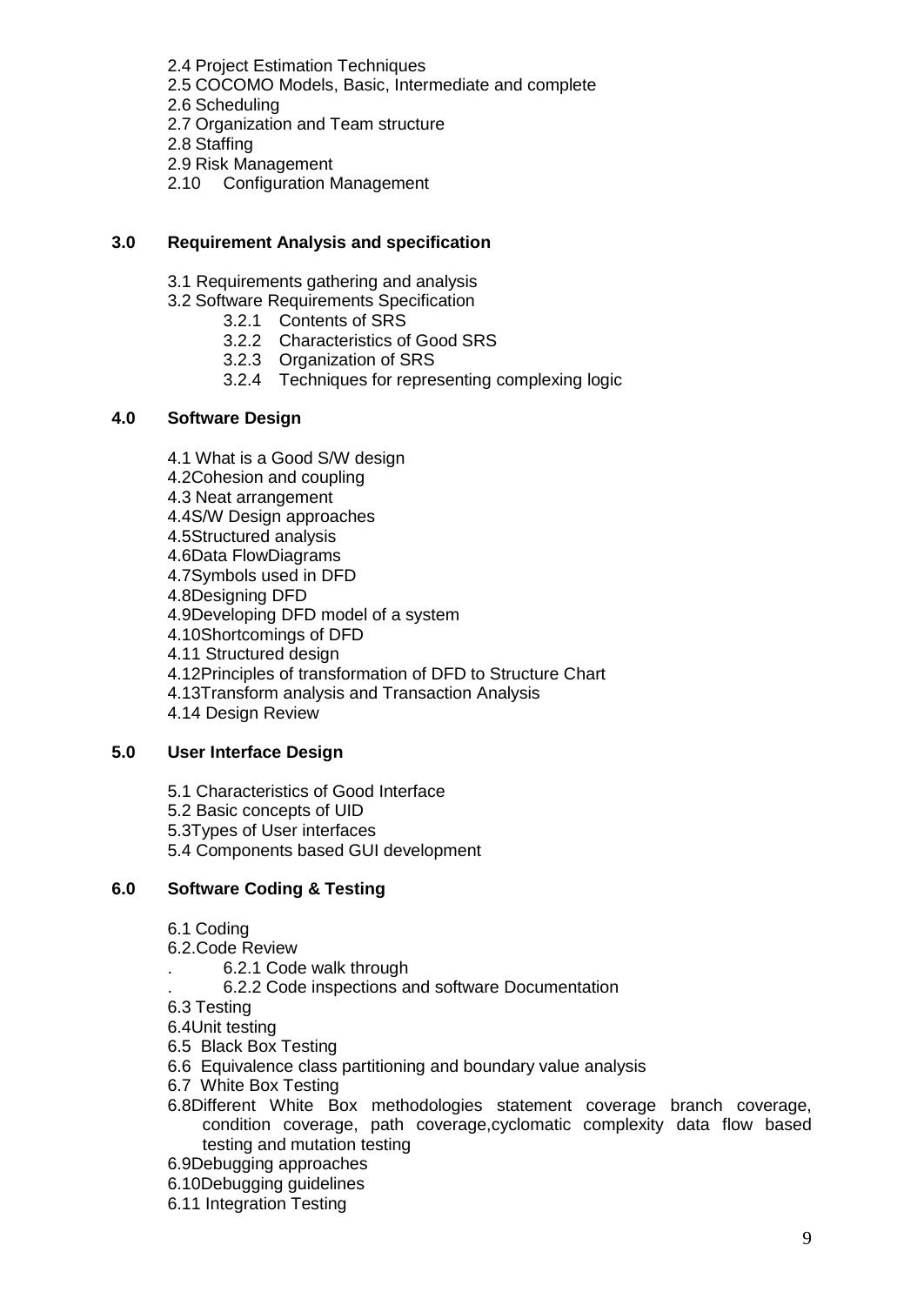2.4 Project Estimation Techniques
2.5 COCOMO Models, Basic, Intermediate and complete
2.6 Scheduling
2.7 Organization and Team structure
2.8 Staffing
2.9 Risk Management
2.10 Configuration Management

**3.0 Requirement Analysis and specification**

3.1 Requirements gathering and analysis
3.2 Software Requirements Specification
  3.2.1 Contents of SRS
  3.2.2 Characteristics of Good SRS
  3.2.3 Organization of SRS
  3.2.4 Techniques for representing complexing logic

**4.0 Software Design**

4.1 What is a Good S/W design
4.2Cohesion and coupling
4.3 Neat arrangement
4.4S/W Design approaches
4.5Structured analysis
4.6Data FlowDiagrams
4.7Symbols used in DFD
4.8Designing DFD
4.9Developing DFD model of a system
4.10Shortcomings of DFD
4.11 Structured design
4.12Principles of transformation of DFD to Structure Chart
4.13Transform analysis and Transaction Analysis
4.14 Design Review

**5.0 User Interface Design**

5.1 Characteristics of Good Interface
5.2 Basic concepts of UID
5.3Types of User interfaces
5.4 Components based GUI development

**6.0 Software Coding & Testing**

6.1 Coding
6.2.Code Review
. 6.2.1 Code walk through
. 6.2.2 Code inspections and software Documentation
6.3 Testing
6.4Unit testing
6.5 Black Box Testing
6.6 Equivalence class partitioning and boundary value analysis
6.7 White Box Testing
6.8Different White Box methodologies statement coverage branch coverage, condition coverage, path coverage,cyclomatic complexity data flow based testing and mutation testing
6.9Debugging approaches
6.10Debugging guidelines
6.11 Integration Testing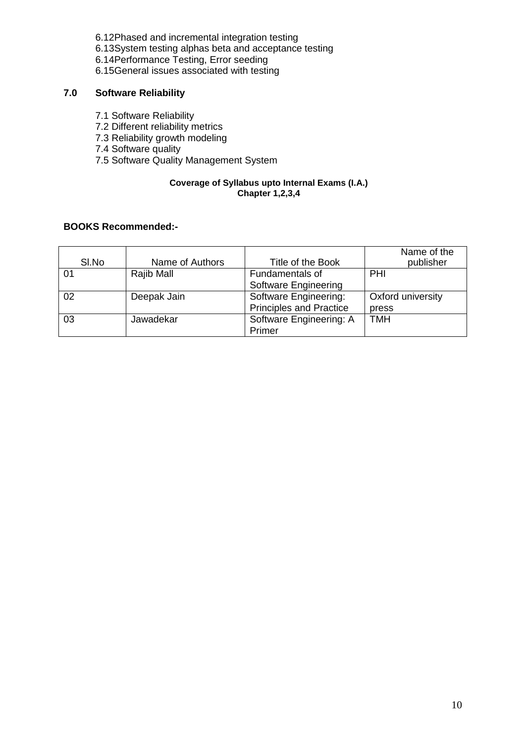6.12Phased and incremental integration testing
6.13System testing alphas beta and acceptance testing
6.14Performance Testing, Error seeding
6.15General issues associated with testing

## 7.0 Software Reliability

7.1 Software Reliability
7.2 Different reliability metrics
7.3 Reliability growth modeling
7.4 Software quality
7.5 Software Quality Management System

**Coverage of Syllabus upto Internal Exams (I.A.)**
**Chapter 1,2,3,4**

**BOOKS Recommended:-**

| Sl.No | Name of Authors | Title of the Book | Name of the publisher |
|---|---|---|---|
| 01 | Rajib Mall | Fundamentals of Software Engineering | PHI |
| 02 | Deepak Jain | Software Engineering: Principles and Practice | Oxford university press |
| 03 | Jawadekar | Software Engineering: A Primer | TMH |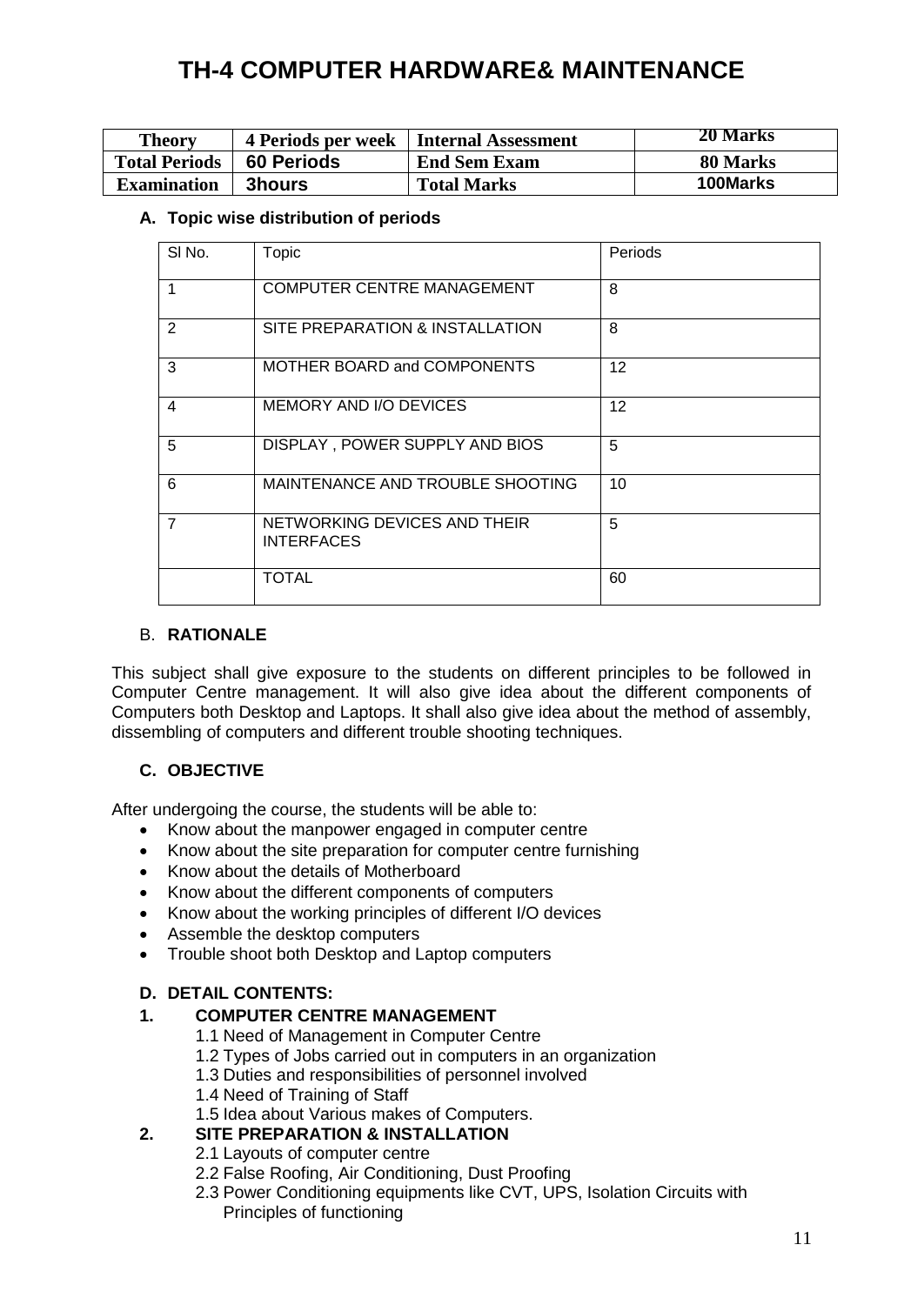# TH-4 COMPUTER HARDWARE& MAINTENANCE

| Theory | 4 Periods per week | Internal Assessment | 20 Marks |
|---|---|---|---|
| Total Periods | 60 Periods | End Sem Exam | 80 Marks |
| Examination | 3hours | Total Marks | 100Marks |

### A. Topic wise distribution of periods

| Sl No. | Topic | Periods |
|---|---|---|
| 1 | COMPUTER CENTRE MANAGEMENT | 8 |
| 2 | SITE PREPARATION & INSTALLATION | 8 |
| 3 | MOTHER BOARD and COMPONENTS | 12 |
| 4 | MEMORY AND I/O DEVICES | 12 |
| 5 | DISPLAY , POWER SUPPLY AND BIOS | 5 |
| 6 | MAINTENANCE AND TROUBLE SHOOTING | 10 |
| 7 | NETWORKING DEVICES AND THEIR INTERFACES | 5 |
| | TOTAL | 60 |

### B. RATIONALE

This subject shall give exposure to the students on different principles to be followed in Computer Centre management. It will also give idea about the different components of Computers both Desktop and Laptops. It shall also give idea about the method of assembly, dissembling of computers and different trouble shooting techniques.

### C. OBJECTIVE

After undergoing the course, the students will be able to:

- Know about the manpower engaged in computer centre
- Know about the site preparation for computer centre furnishing
- Know about the details of Motherboard
- Know about the different components of computers
- Know about the working principles of different I/O devices
- Assemble the desktop computers
- Trouble shoot both Desktop and Laptop computers

### D. DETAIL CONTENTS:

**1. COMPUTER CENTRE MANAGEMENT**

1.1 Need of Management in Computer Centre
1.2 Types of Jobs carried out in computers in an organization
1.3 Duties and responsibilities of personnel involved
1.4 Need of Training of Staff
1.5 Idea about Various makes of Computers.

**2. SITE PREPARATION & INSTALLATION**

2.1 Layouts of computer centre
2.2 False Roofing, Air Conditioning, Dust Proofing
2.3 Power Conditioning equipments like CVT, UPS, Isolation Circuits with Principles of functioning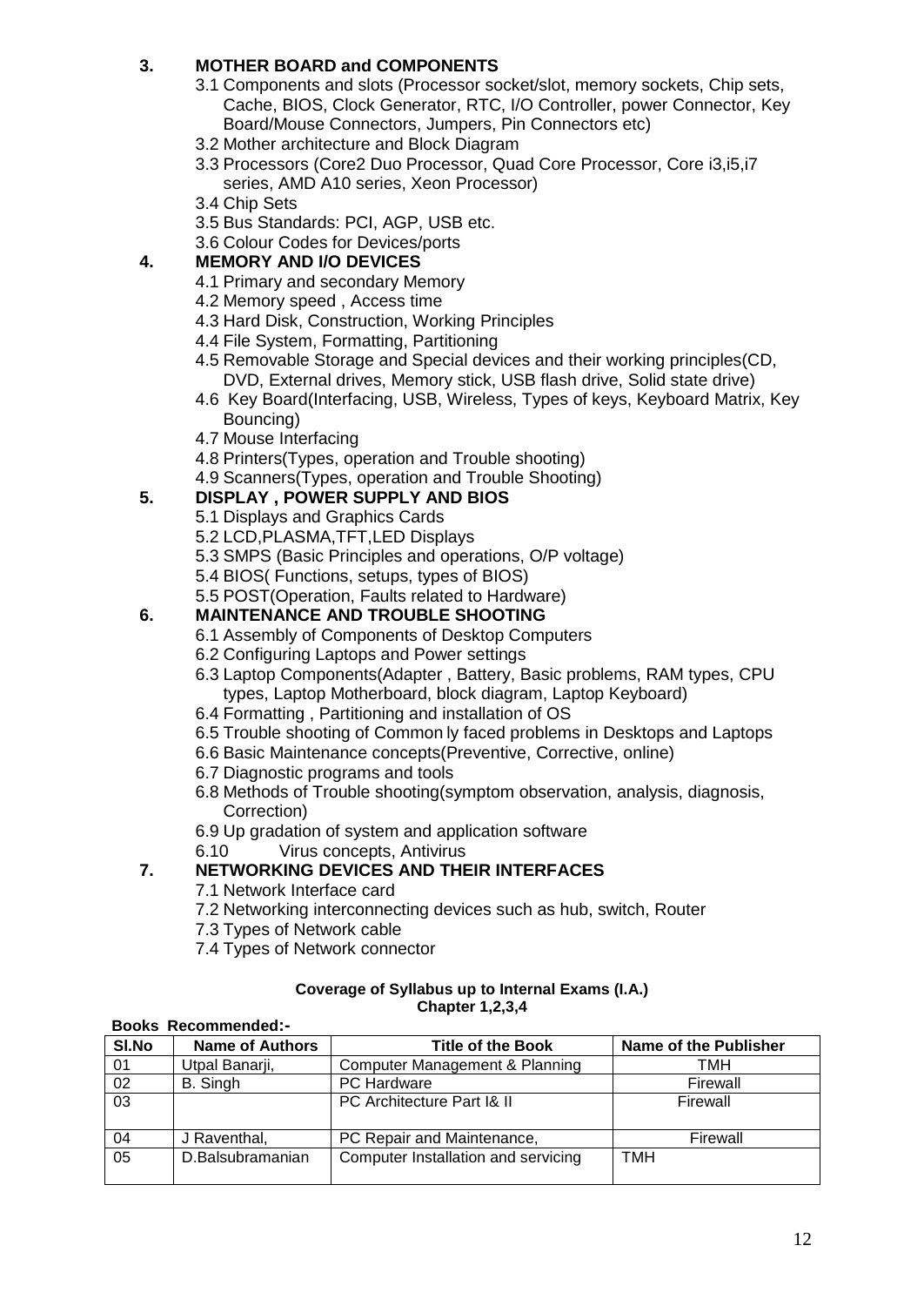### 3. MOTHER BOARD and COMPONENTS

3.1 Components and slots (Processor socket/slot, memory sockets, Chip sets, Cache, BIOS, Clock Generator, RTC, I/O Controller, power Connector, Key Board/Mouse Connectors, Jumpers, Pin Connectors etc)
3.2 Mother architecture and Block Diagram
3.3 Processors (Core2 Duo Processor, Quad Core Processor, Core i3,i5,i7 series, AMD A10 series, Xeon Processor)
3.4 Chip Sets
3.5 Bus Standards: PCI, AGP, USB etc.
3.6 Colour Codes for Devices/ports

### 4. MEMORY AND I/O DEVICES

4.1 Primary and secondary Memory
4.2 Memory speed , Access time
4.3 Hard Disk, Construction, Working Principles
4.4 File System, Formatting, Partitioning
4.5 Removable Storage and Special devices and their working principles(CD, DVD, External drives, Memory stick, USB flash drive, Solid state drive)
4.6 Key Board(Interfacing, USB, Wireless, Types of keys, Keyboard Matrix, Key Bouncing)
4.7 Mouse Interfacing
4.8 Printers(Types, operation and Trouble shooting)
4.9 Scanners(Types, operation and Trouble Shooting)

### 5. DISPLAY , POWER SUPPLY AND BIOS

5.1 Displays and Graphics Cards
5.2 LCD,PLASMA,TFT,LED Displays
5.3 SMPS (Basic Principles and operations, O/P voltage)
5.4 BIOS( Functions, setups, types of BIOS)
5.5 POST(Operation, Faults related to Hardware)

### 6. MAINTENANCE AND TROUBLE SHOOTING

6.1 Assembly of Components of Desktop Computers
6.2 Configuring Laptops and Power settings
6.3 Laptop Components(Adapter , Battery, Basic problems, RAM types, CPU types, Laptop Motherboard, block diagram, Laptop Keyboard)
6.4 Formatting , Partitioning and installation of OS
6.5 Trouble shooting of Common ly faced problems in Desktops and Laptops
6.6 Basic Maintenance concepts(Preventive, Corrective, online)
6.7 Diagnostic programs and tools
6.8 Methods of Trouble shooting(symptom observation, analysis, diagnosis, Correction)
6.9 Up gradation of system and application software
6.10 Virus concepts, Antivirus

### 7. NETWORKING DEVICES AND THEIR INTERFACES

7.1 Network Interface card
7.2 Networking interconnecting devices such as hub, switch, Router
7.3 Types of Network cable
7.4 Types of Network connector

**Coverage of Syllabus up to Internal Exams (I.A.)**
**Chapter 1,2,3,4**

**Books Recommended:-**

| Sl.No | Name of Authors | Title of the Book | Name of the Publisher |
|---|---|---|---|
| 01 | Utpal Banarji, | Computer Management & Planning | TMH |
| 02 | B. Singh | PC Hardware | Firewall |
| 03 | | PC Architecture Part I& II | Firewall |
| 04 | J Raventhal, | PC Repair and Maintenance, | Firewall |
| 05 | D.Balsubramanian | Computer Installation and servicing | TMH |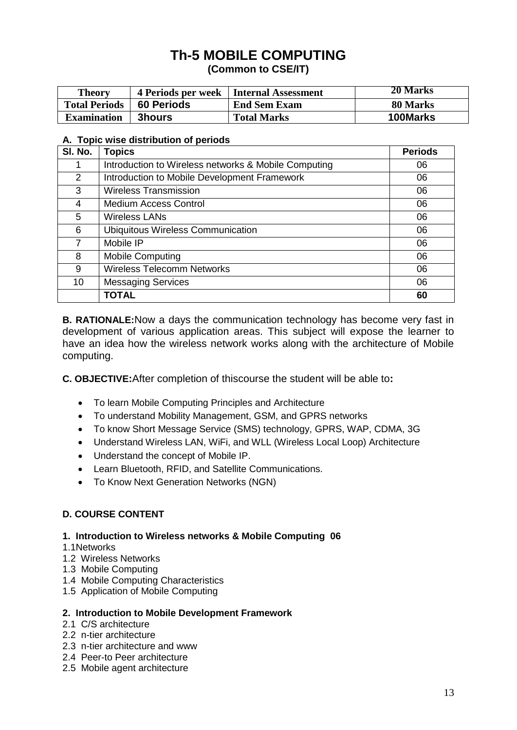# Th-5 MOBILE COMPUTING

**(Common to CSE/IT)**

| Theory | 4 Periods per week | Internal Assessment | 20 Marks |
|---|---|---|---|
| Total Periods | 60 Periods | End Sem Exam | 80 Marks |
| Examination | 3hours | Total Marks | 100Marks |

**A. Topic wise distribution of periods**

| Sl. No. | Topics | Periods |
|---|---|---|
| 1 | Introduction to Wireless networks & Mobile Computing | 06 |
| 2 | Introduction to Mobile Development Framework | 06 |
| 3 | Wireless Transmission | 06 |
| 4 | Medium Access Control | 06 |
| 5 | Wireless LANs | 06 |
| 6 | Ubiquitous Wireless Communication | 06 |
| 7 | Mobile IP | 06 |
| 8 | Mobile Computing | 06 |
| 9 | Wireless Telecomm Networks | 06 |
| 10 | Messaging Services | 06 |
| | **TOTAL** | **60** |

**B. RATIONALE:**Now a days the communication technology has become very fast in development of various application areas. This subject will expose the learner to have an idea how the wireless network works along with the architecture of Mobile computing.

**C. OBJECTIVE:**After completion of thiscourse the student will be able to**:**

- To learn Mobile Computing Principles and Architecture
- To understand Mobility Management, GSM, and GPRS networks
- To know Short Message Service (SMS) technology, GPRS, WAP, CDMA, 3G
- Understand Wireless LAN, WiFi, and WLL (Wireless Local Loop) Architecture
- Understand the concept of Mobile IP.
- Learn Bluetooth, RFID, and Satellite Communications.
- To Know Next Generation Networks (NGN)

**D. COURSE CONTENT**

**1. Introduction to Wireless networks & Mobile Computing 06**

1.1Networks
1.2 Wireless Networks
1.3 Mobile Computing
1.4 Mobile Computing Characteristics
1.5 Application of Mobile Computing

**2. Introduction to Mobile Development Framework**

2.1 C/S architecture
2.2 n-tier architecture
2.3 n-tier architecture and www
2.4 Peer-to Peer architecture
2.5 Mobile agent architecture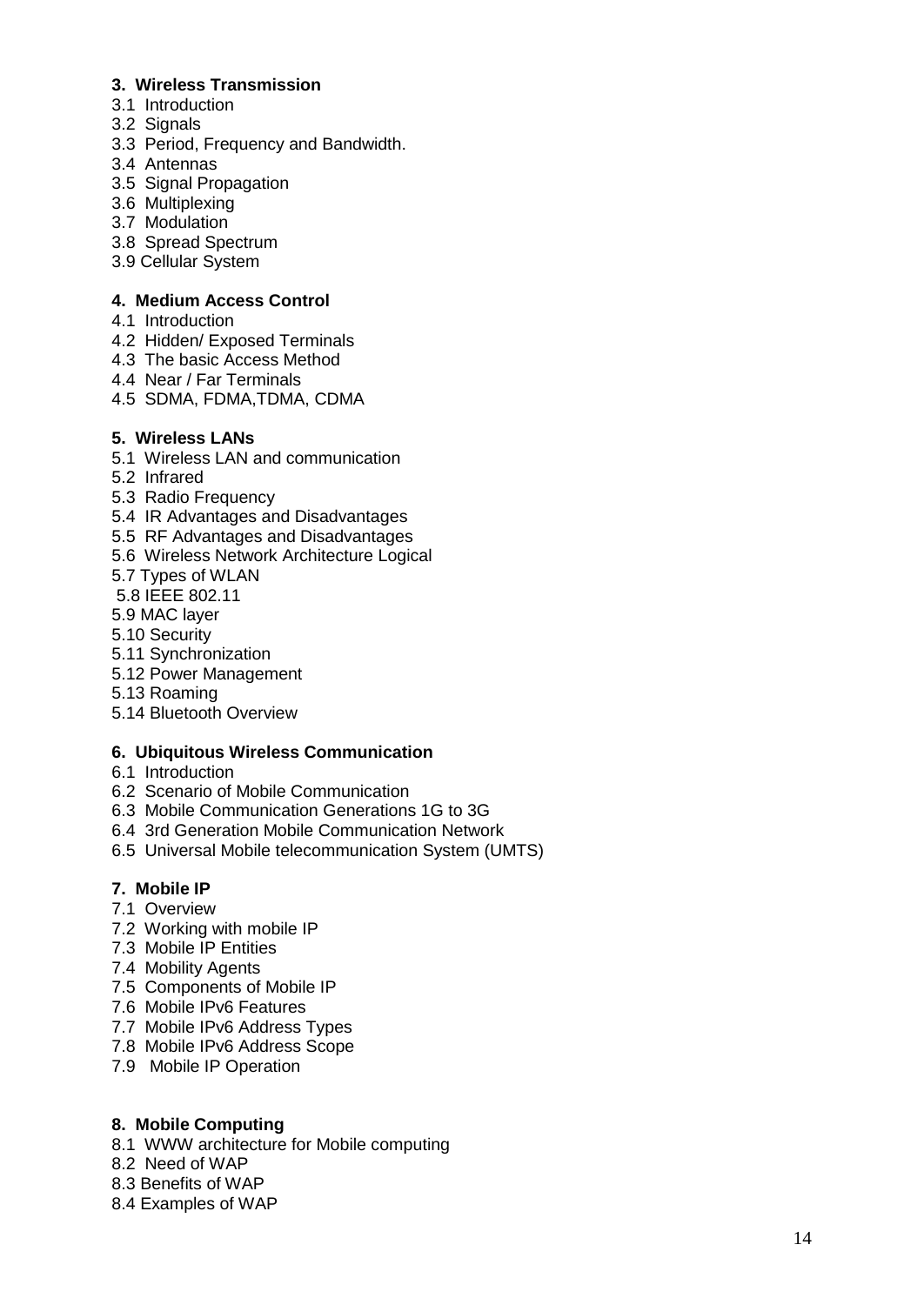**3. Wireless Transmission**

3.1 Introduction
3.2 Signals
3.3 Period, Frequency and Bandwidth.
3.4 Antennas
3.5 Signal Propagation
3.6 Multiplexing
3.7 Modulation
3.8 Spread Spectrum
3.9 Cellular System

**4. Medium Access Control**

4.1 Introduction
4.2 Hidden/ Exposed Terminals
4.3 The basic Access Method
4.4 Near / Far Terminals
4.5 SDMA, FDMA,TDMA, CDMA

**5. Wireless LANs**

5.1 Wireless LAN and communication
5.2 Infrared
5.3 Radio Frequency
5.4 IR Advantages and Disadvantages
5.5 RF Advantages and Disadvantages
5.6 Wireless Network Architecture Logical
5.7 Types of WLAN
5.8 IEEE 802.11
5.9 MAC layer
5.10 Security
5.11 Synchronization
5.12 Power Management
5.13 Roaming
5.14 Bluetooth Overview

**6. Ubiquitous Wireless Communication**

6.1 Introduction
6.2 Scenario of Mobile Communication
6.3 Mobile Communication Generations 1G to 3G
6.4 3rd Generation Mobile Communication Network
6.5 Universal Mobile telecommunication System (UMTS)

**7. Mobile IP**

7.1 Overview
7.2 Working with mobile IP
7.3 Mobile IP Entities
7.4 Mobility Agents
7.5 Components of Mobile IP
7.6 Mobile IPv6 Features
7.7 Mobile IPv6 Address Types
7.8 Mobile IPv6 Address Scope
7.9 Mobile IP Operation

**8. Mobile Computing**

8.1 WWW architecture for Mobile computing
8.2 Need of WAP
8.3 Benefits of WAP
8.4 Examples of WAP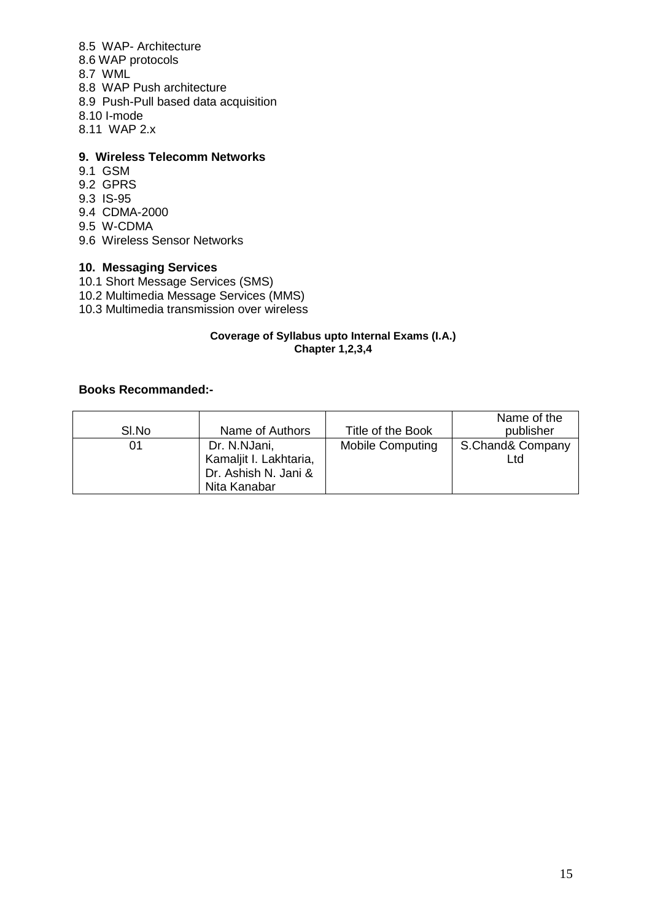8.5 WAP- Architecture
8.6 WAP protocols
8.7 WML
8.8 WAP Push architecture
8.9 Push-Pull based data acquisition
8.10 I-mode
8.11 WAP 2.x

**9. Wireless Telecomm Networks**

9.1 GSM
9.2 GPRS
9.3 IS-95
9.4 CDMA-2000
9.5 W-CDMA
9.6 Wireless Sensor Networks

**10. Messaging Services**

10.1 Short Message Services (SMS)
10.2 Multimedia Message Services (MMS)
10.3 Multimedia transmission over wireless

**Coverage of Syllabus upto Internal Exams (I.A.)**
**Chapter 1,2,3,4**

**Books Recommanded:-**

| Sl.No | Name of Authors | Title of the Book | Name of the publisher |
|---|---|---|---|
| 01 | Dr. N.NJani, Kamaljit I. Lakhtaria, Dr. Ashish N. Jani & Nita Kanabar | Mobile Computing | S.Chand& Company Ltd |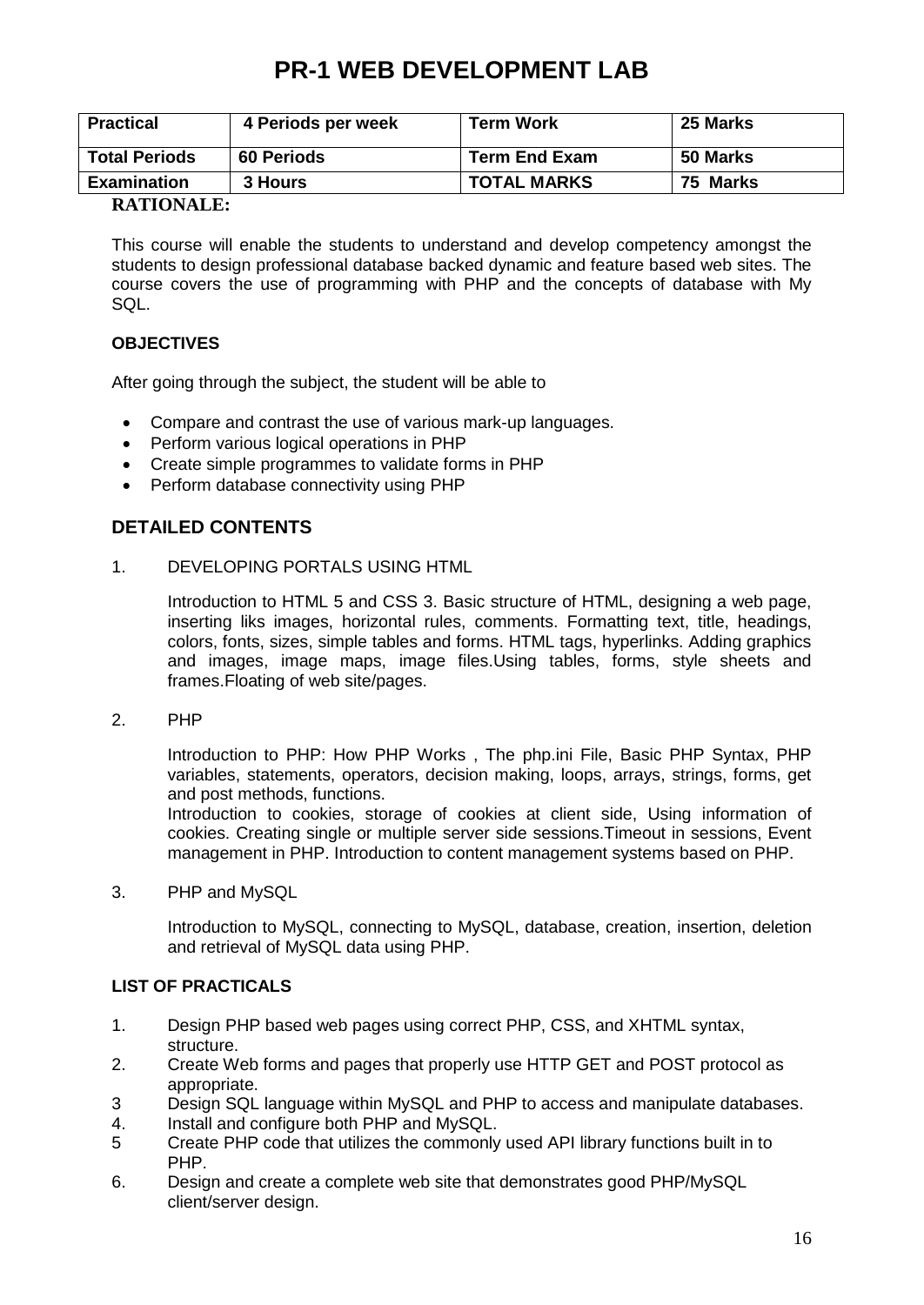# PR-1 WEB DEVELOPMENT LAB

| Practical | 4 Periods per week | Term Work | 25 Marks |
|---|---|---|---|
| Total Periods | 60 Periods | Term End Exam | 50 Marks |
| Examination | 3 Hours | TOTAL MARKS | 75 Marks |

**RATIONALE:**

This course will enable the students to understand and develop competency amongst the students to design professional database backed dynamic and feature based web sites. The course covers the use of programming with PHP and the concepts of database with My SQL.

**OBJECTIVES**

After going through the subject, the student will be able to

- Compare and contrast the use of various mark-up languages.
- Perform various logical operations in PHP
- Create simple programmes to validate forms in PHP
- Perform database connectivity using PHP

## DETAILED CONTENTS

1. DEVELOPING PORTALS USING HTML

   Introduction to HTML 5 and CSS 3. Basic structure of HTML, designing a web page, inserting liks images, horizontal rules, comments. Formatting text, title, headings, colors, fonts, sizes, simple tables and forms. HTML tags, hyperlinks. Adding graphics and images, image maps, image files.Using tables, forms, style sheets and frames.Floating of web site/pages.

2. PHP

   Introduction to PHP: How PHP Works , The php.ini File, Basic PHP Syntax, PHP variables, statements, operators, decision making, loops, arrays, strings, forms, get and post methods, functions.
   Introduction to cookies, storage of cookies at client side, Using information of cookies. Creating single or multiple server side sessions.Timeout in sessions, Event management in PHP. Introduction to content management systems based on PHP.

3. PHP and MySQL

   Introduction to MySQL, connecting to MySQL, database, creation, insertion, deletion and retrieval of MySQL data using PHP.

**LIST OF PRACTICALS**

1. Design PHP based web pages using correct PHP, CSS, and XHTML syntax, structure.
2. Create Web forms and pages that properly use HTTP GET and POST protocol as appropriate.
3. Design SQL language within MySQL and PHP to access and manipulate databases.
4. Install and configure both PHP and MySQL.
5. Create PHP code that utilizes the commonly used API library functions built in to PHP.
6. Design and create a complete web site that demonstrates good PHP/MySQL client/server design.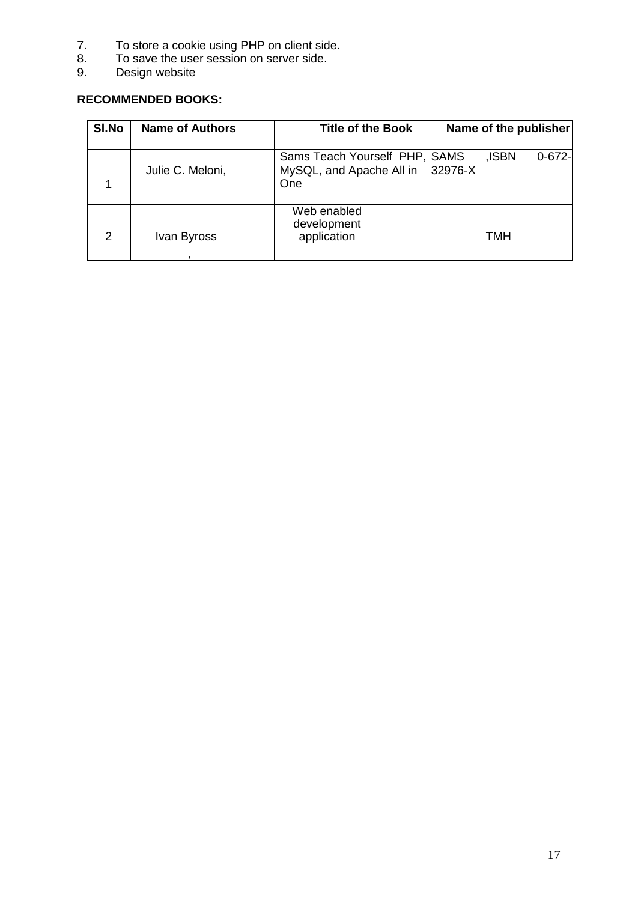7. To store a cookie using PHP on client side.
8. To save the user session on server side.
9. Design website

**RECOMMENDED BOOKS:**

| Sl.No | Name of Authors | Title of the Book | Name of the publisher |
|---|---|---|---|
| 1 | Julie C. Meloni, | Sams Teach Yourself PHP, MySQL, and Apache All in One | SAMS ,ISBN 0-672-32976-X |
| 2 | Ivan Byross , | Web enabled development application | TMH |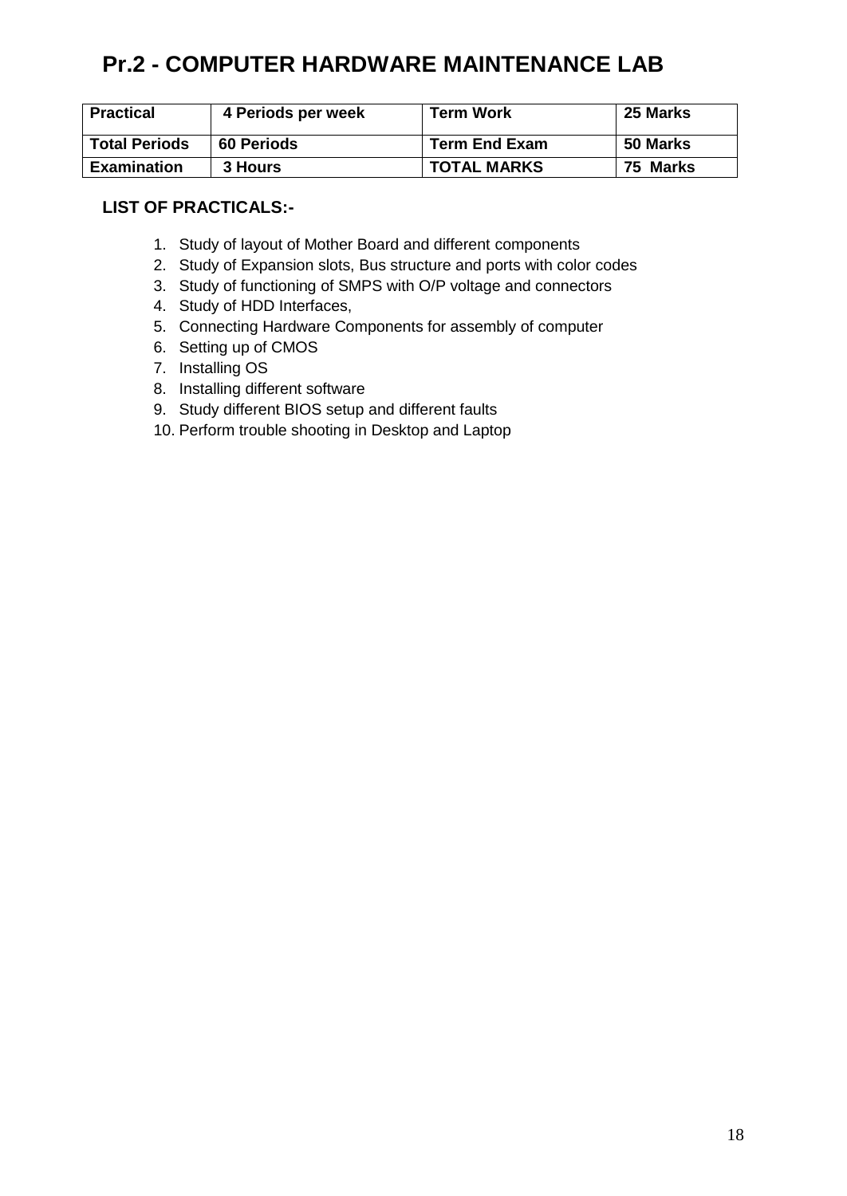# Pr.2 - COMPUTER HARDWARE MAINTENANCE LAB

| Practical | 4 Periods per week | Term Work | 25 Marks |
|---|---|---|---|
| Total Periods | 60 Periods | Term End Exam | 50 Marks |
| Examination | 3 Hours | TOTAL MARKS | 75 Marks |

**LIST OF PRACTICALS:-**

1. Study of layout of Mother Board and different components
2. Study of Expansion slots, Bus structure and ports with color codes
3. Study of functioning of SMPS with O/P voltage and connectors
4. Study of HDD Interfaces,
5. Connecting Hardware Components for assembly of computer
6. Setting up of CMOS
7. Installing OS
8. Installing different software
9. Study different BIOS setup and different faults
10. Perform trouble shooting in Desktop and Laptop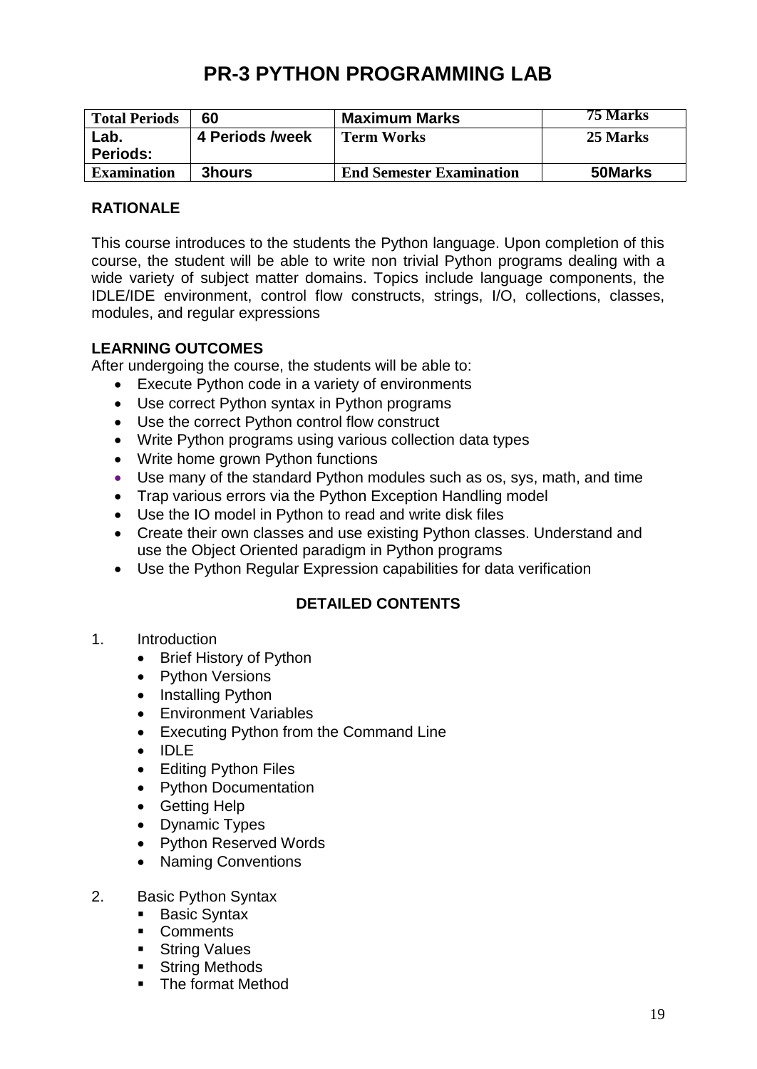# PR-3 PYTHON PROGRAMMING LAB

| Total Periods | 60 | Maximum Marks | 75 Marks |
|---|---|---|---|
| Lab. Periods: | 4 Periods /week | Term Works | 25 Marks |
| Examination | 3hours | End Semester Examination | 50Marks |

**RATIONALE**

This course introduces to the students the Python language. Upon completion of this course, the student will be able to write non trivial Python programs dealing with a wide variety of subject matter domains. Topics include language components, the IDLE/IDE environment, control flow constructs, strings, I/O, collections, classes, modules, and regular expressions

**LEARNING OUTCOMES**

After undergoing the course, the students will be able to:

- Execute Python code in a variety of environments
- Use correct Python syntax in Python programs
- Use the correct Python control flow construct
- Write Python programs using various collection data types
- Write home grown Python functions
- Use many of the standard Python modules such as os, sys, math, and time
- Trap various errors via the Python Exception Handling model
- Use the IO model in Python to read and write disk files
- Create their own classes and use existing Python classes. Understand and use the Object Oriented paradigm in Python programs
- Use the Python Regular Expression capabilities for data verification

**DETAILED CONTENTS**

1. Introduction
   - Brief History of Python
   - Python Versions
   - Installing Python
   - Environment Variables
   - Executing Python from the Command Line
   - IDLE
   - Editing Python Files
   - Python Documentation
   - Getting Help
   - Dynamic Types
   - Python Reserved Words
   - Naming Conventions

2. Basic Python Syntax
   - Basic Syntax
   - Comments
   - String Values
   - String Methods
   - The format Method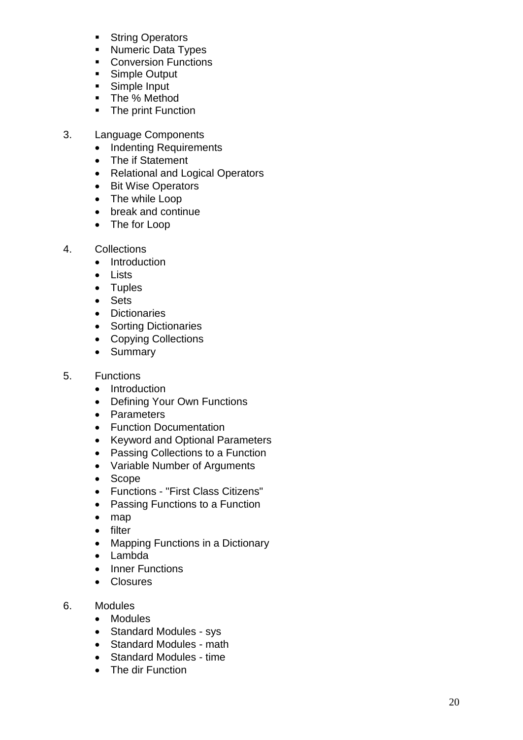- String Operators
- Numeric Data Types
- Conversion Functions
- Simple Output
- Simple Input
- The % Method
- The print Function

3. Language Components
    - Indenting Requirements
    - The if Statement
    - Relational and Logical Operators
    - Bit Wise Operators
    - The while Loop
    - break and continue
    - The for Loop

4. Collections
    - Introduction
    - Lists
    - Tuples
    - Sets
    - Dictionaries
    - Sorting Dictionaries
    - Copying Collections
    - Summary

5. Functions
    - Introduction
    - Defining Your Own Functions
    - Parameters
    - Function Documentation
    - Keyword and Optional Parameters
    - Passing Collections to a Function
    - Variable Number of Arguments
    - Scope
    - Functions - "First Class Citizens"
    - Passing Functions to a Function
    - map
    - filter
    - Mapping Functions in a Dictionary
    - Lambda
    - Inner Functions
    - Closures

6. Modules
    - Modules
    - Standard Modules - sys
    - Standard Modules - math
    - Standard Modules - time
    - The dir Function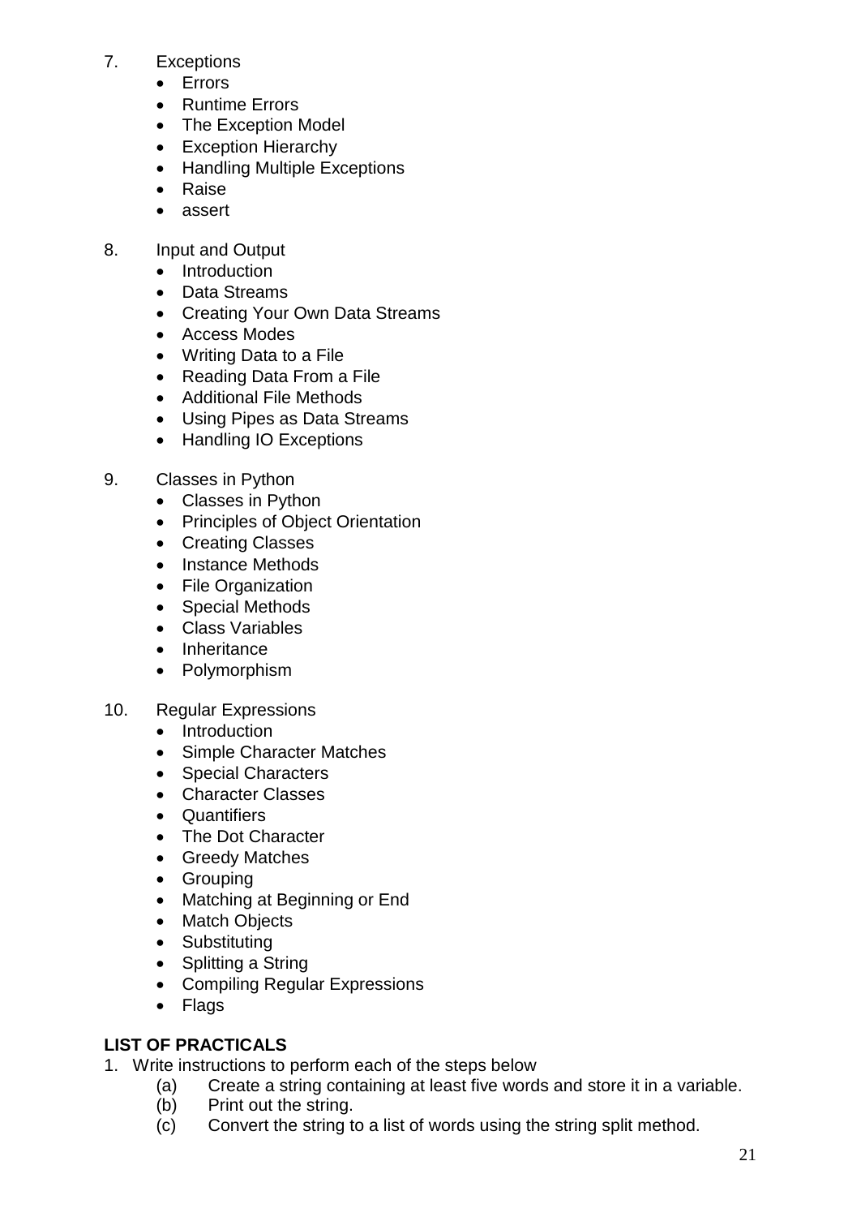7. Exceptions
    - Errors
    - Runtime Errors
    - The Exception Model
    - Exception Hierarchy
    - Handling Multiple Exceptions
    - Raise
    - assert

8. Input and Output
    - Introduction
    - Data Streams
    - Creating Your Own Data Streams
    - Access Modes
    - Writing Data to a File
    - Reading Data From a File
    - Additional File Methods
    - Using Pipes as Data Streams
    - Handling IO Exceptions

9. Classes in Python
    - Classes in Python
    - Principles of Object Orientation
    - Creating Classes
    - Instance Methods
    - File Organization
    - Special Methods
    - Class Variables
    - Inheritance
    - Polymorphism

10. Regular Expressions
    - Introduction
    - Simple Character Matches
    - Special Characters
    - Character Classes
    - Quantifiers
    - The Dot Character
    - Greedy Matches
    - Grouping
    - Matching at Beginning or End
    - Match Objects
    - Substituting
    - Splitting a String
    - Compiling Regular Expressions
    - Flags

**LIST OF PRACTICALS**

1. Write instructions to perform each of the steps below
    (a) Create a string containing at least five words and store it in a variable.
    (b) Print out the string.
    (c) Convert the string to a list of words using the string split method.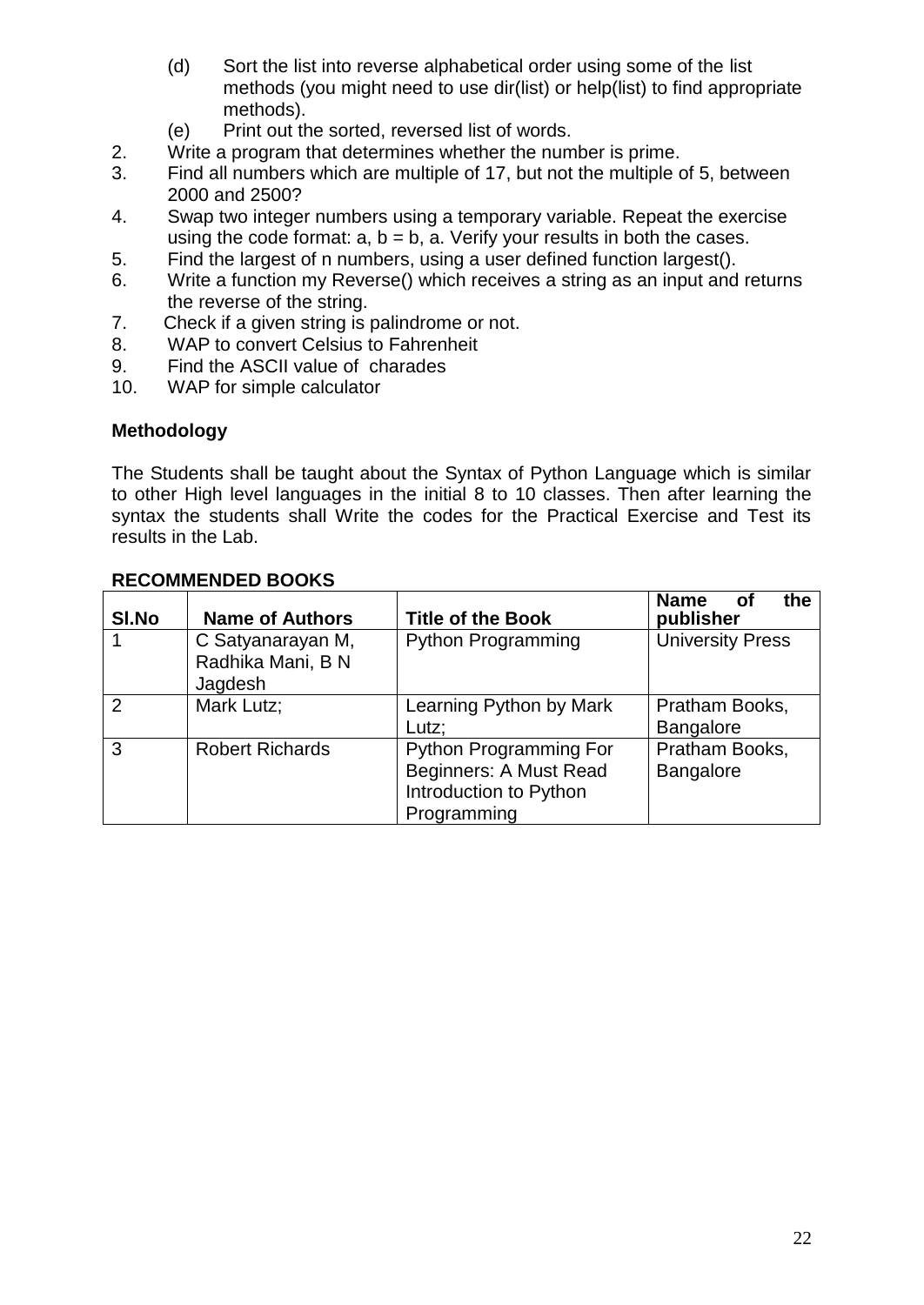(d) Sort the list into reverse alphabetical order using some of the list methods (you might need to use dir(list) or help(list) to find appropriate methods).
   (e) Print out the sorted, reversed list of words.

2. Write a program that determines whether the number is prime.
3. Find all numbers which are multiple of 17, but not the multiple of 5, between 2000 and 2500?
4. Swap two integer numbers using a temporary variable. Repeat the exercise using the code format: a, b = b, a. Verify your results in both the cases.
5. Find the largest of n numbers, using a user defined function largest().
6. Write a function my Reverse() which receives a string as an input and returns the reverse of the string.
7. Check if a given string is palindrome or not.
8. WAP to convert Celsius to Fahrenheit
9. Find the ASCII value of charades
10. WAP for simple calculator

**Methodology**

The Students shall be taught about the Syntax of Python Language which is similar to other High level languages in the initial 8 to 10 classes. Then after learning the syntax the students shall Write the codes for the Practical Exercise and Test its results in the Lab.

**RECOMMENDED BOOKS**

| Sl.No | Name of Authors | Title of the Book | Name of the publisher |
|---|---|---|---|
| 1 | C Satyanarayan M, Radhika Mani, B N Jagdesh | Python Programming | University Press |
| 2 | Mark Lutz; | Learning Python by Mark Lutz; | Pratham Books, Bangalore |
| 3 | Robert Richards | Python Programming For Beginners: A Must Read Introduction to Python Programming | Pratham Books, Bangalore |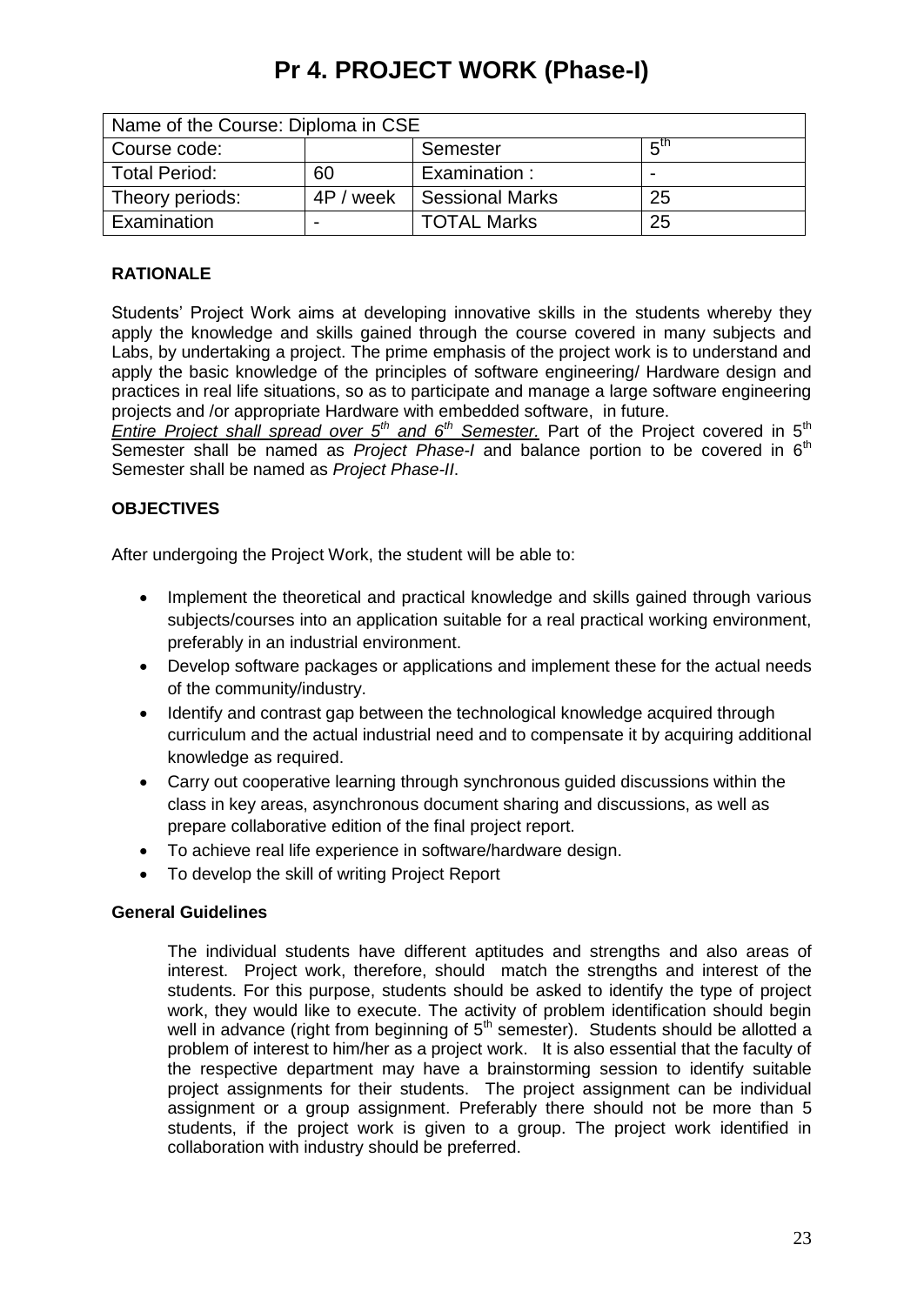# Pr 4. PROJECT WORK (Phase-I)

| Name of the Course: Diploma in CSE | | | |
|---|---|---|---|
| Course code: | | Semester | 5th |
| Total Period: | 60 | Examination : | - |
| Theory periods: | 4P / week | Sessional Marks | 25 |
| Examination | - | TOTAL Marks | 25 |

**RATIONALE**

Students' Project Work aims at developing innovative skills in the students whereby they apply the knowledge and skills gained through the course covered in many subjects and Labs, by undertaking a project. The prime emphasis of the project work is to understand and apply the basic knowledge of the principles of software engineering/ Hardware design and practices in real life situations, so as to participate and manage a large software engineering projects and /or appropriate Hardware with embedded software, in future.

*Entire Project shall spread over 5th and 6th Semester.* Part of the Project covered in 5th Semester shall be named as *Project Phase-I* and balance portion to be covered in 6th Semester shall be named as *Project Phase-II*.

**OBJECTIVES**

After undergoing the Project Work, the student will be able to:

- Implement the theoretical and practical knowledge and skills gained through various subjects/courses into an application suitable for a real practical working environment, preferably in an industrial environment.
- Develop software packages or applications and implement these for the actual needs of the community/industry.
- Identify and contrast gap between the technological knowledge acquired through curriculum and the actual industrial need and to compensate it by acquiring additional knowledge as required.
- Carry out cooperative learning through synchronous guided discussions within the class in key areas, asynchronous document sharing and discussions, as well as prepare collaborative edition of the final project report.
- To achieve real life experience in software/hardware design.
- To develop the skill of writing Project Report

**General Guidelines**

The individual students have different aptitudes and strengths and also areas of interest. Project work, therefore, should match the strengths and interest of the students. For this purpose, students should be asked to identify the type of project work, they would like to execute. The activity of problem identification should begin well in advance (right from beginning of 5th semester). Students should be allotted a problem of interest to him/her as a project work. It is also essential that the faculty of the respective department may have a brainstorming session to identify suitable project assignments for their students. The project assignment can be individual assignment or a group assignment. Preferably there should not be more than 5 students, if the project work is given to a group. The project work identified in collaboration with industry should be preferred.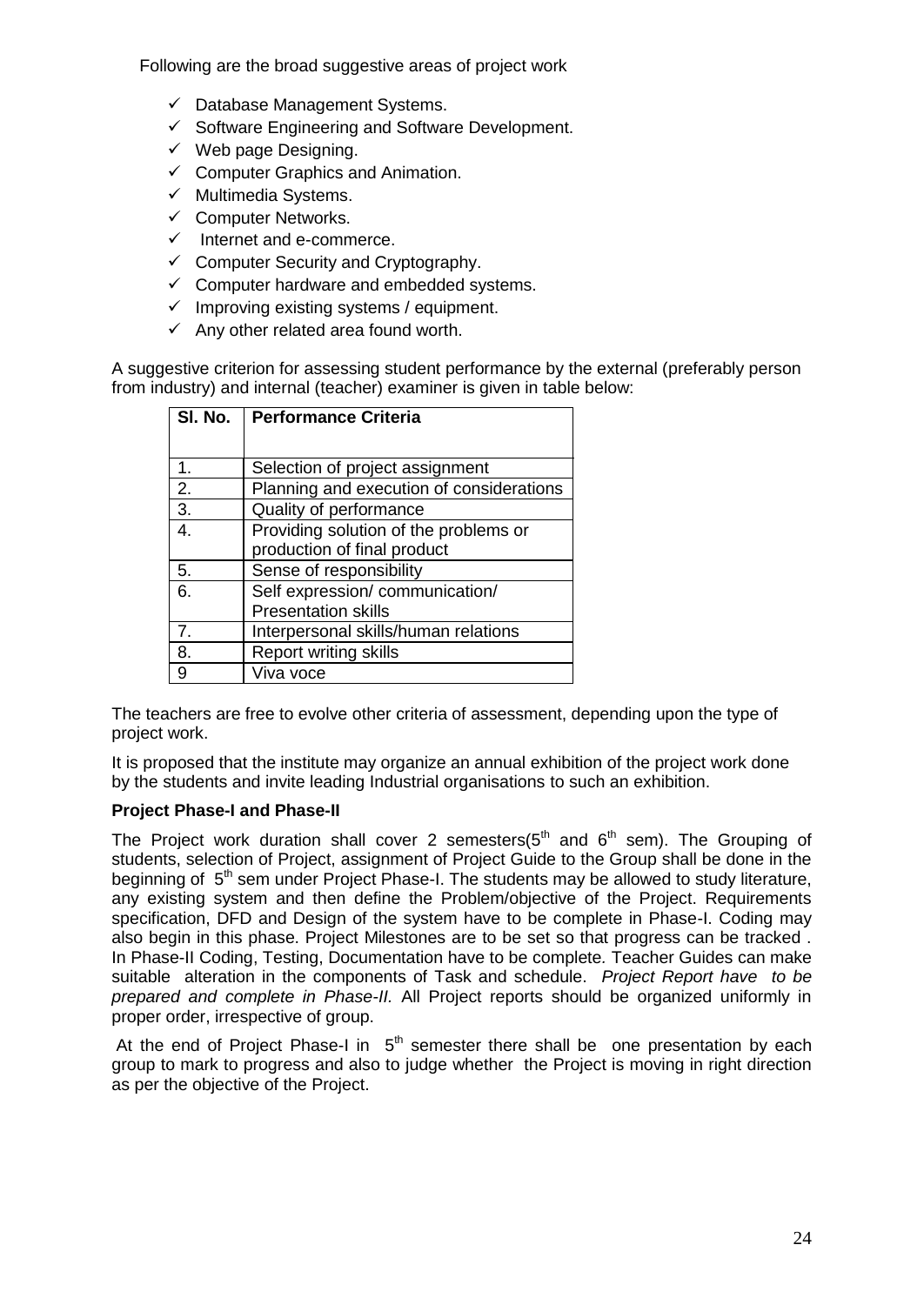Following are the broad suggestive areas of project work

- ✓ Database Management Systems.
- ✓ Software Engineering and Software Development.
- ✓ Web page Designing.
- ✓ Computer Graphics and Animation.
- ✓ Multimedia Systems.
- ✓ Computer Networks.
- ✓ Internet and e-commerce.
- ✓ Computer Security and Cryptography.
- ✓ Computer hardware and embedded systems.
- ✓ Improving existing systems / equipment.
- ✓ Any other related area found worth.

A suggestive criterion for assessing student performance by the external (preferably person from industry) and internal (teacher) examiner is given in table below:

| Sl. No. | Performance Criteria |
|---|---|
| 1. | Selection of project assignment |
| 2. | Planning and execution of considerations |
| 3. | Quality of performance |
| 4. | Providing solution of the problems or production of final product |
| 5. | Sense of responsibility |
| 6. | Self expression/ communication/ Presentation skills |
| 7. | Interpersonal skills/human relations |
| 8. | Report writing skills |
| 9 | Viva voce |

The teachers are free to evolve other criteria of assessment, depending upon the type of project work.

It is proposed that the institute may organize an annual exhibition of the project work done by the students and invite leading Industrial organisations to such an exhibition.

**Project Phase-I and Phase-II**

The Project work duration shall cover 2 semesters(5th and 6th sem). The Grouping of students, selection of Project, assignment of Project Guide to the Group shall be done in the beginning of 5th sem under Project Phase-I. The students may be allowed to study literature, any existing system and then define the Problem/objective of the Project. Requirements specification, DFD and Design of the system have to be complete in Phase-I. Coding may also begin in this phase. Project Milestones are to be set so that progress can be tracked . In Phase-II Coding, Testing, Documentation have to be complete. Teacher Guides can make suitable alteration in the components of Task and schedule. *Project Report have to be prepared and complete in Phase-II.* All Project reports should be organized uniformly in proper order, irrespective of group.

At the end of Project Phase-I in 5th semester there shall be one presentation by each group to mark to progress and also to judge whether the Project is moving in right direction as per the objective of the Project.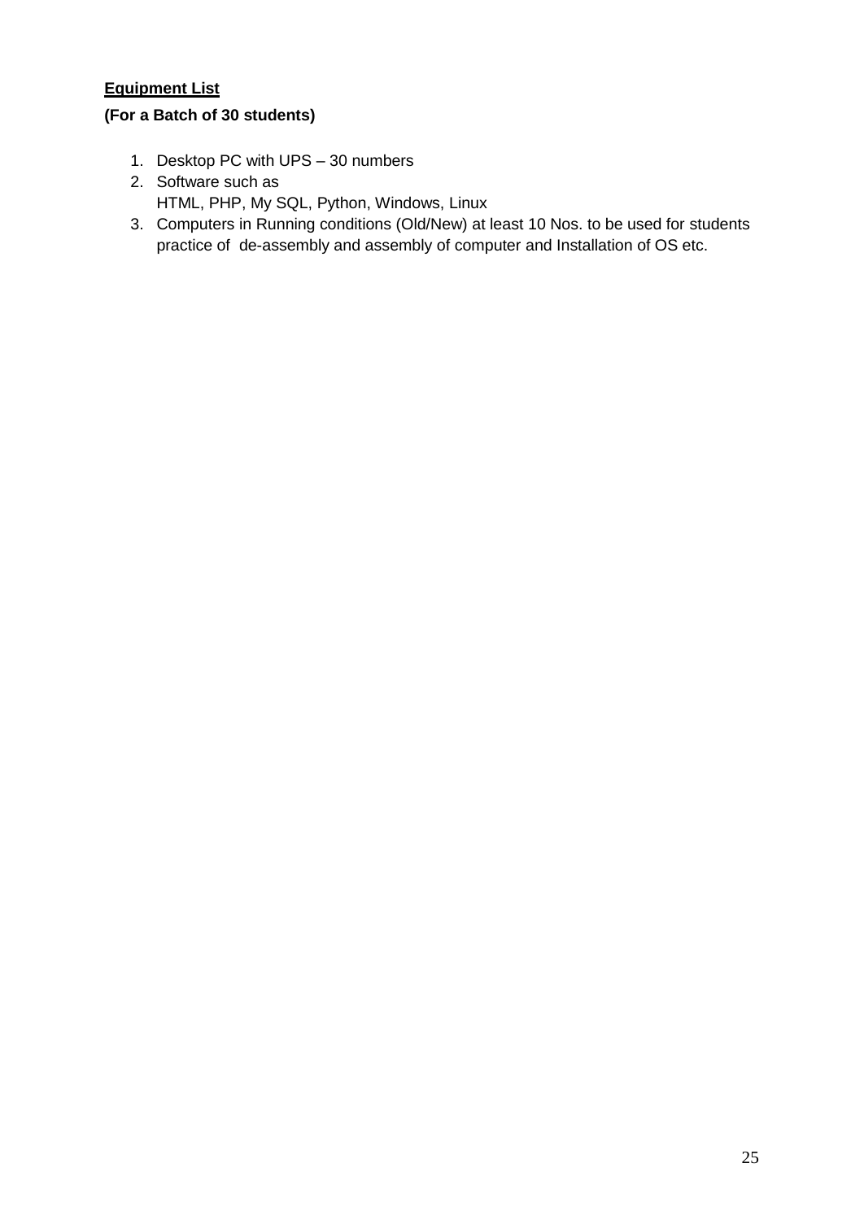**Equipment List**

**(For a Batch of 30 students)**

1. Desktop PC with UPS – 30 numbers
2. Software such as
   HTML, PHP, My SQL, Python, Windows, Linux
3. Computers in Running conditions (Old/New) at least 10 Nos. to be used for students practice of de-assembly and assembly of computer and Installation of OS etc.